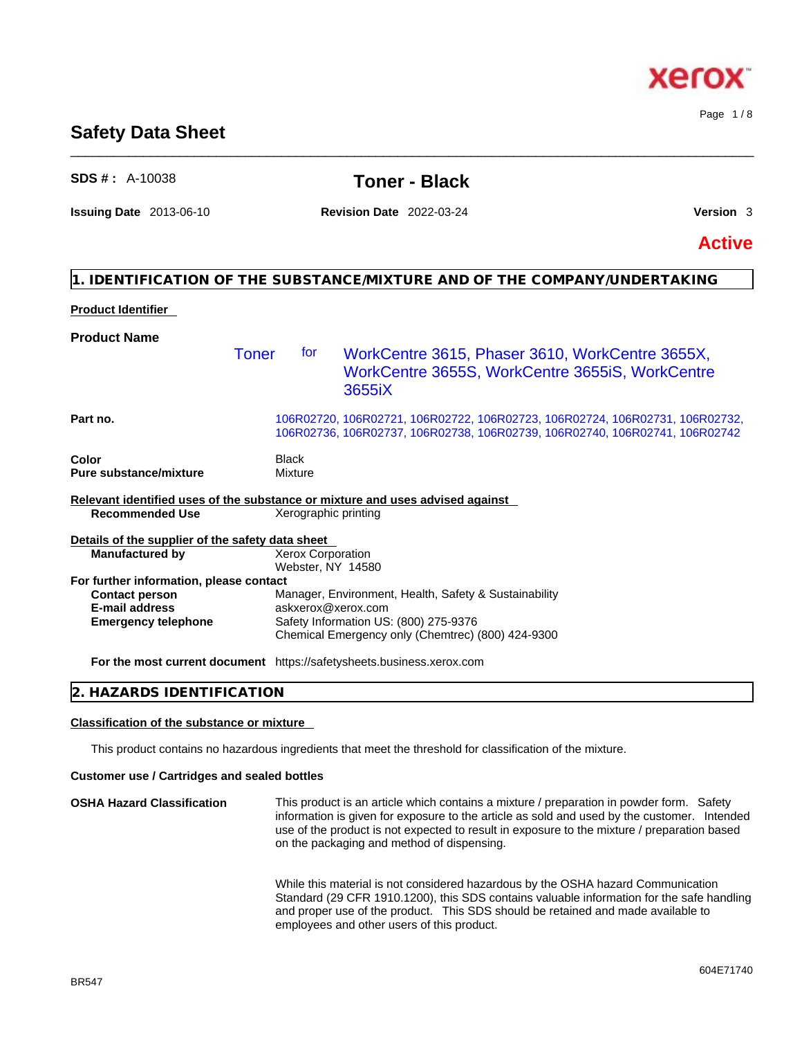# Safety Data Sheet

**SDS # :** A-10038

## Toner - Black

**Issuing Date** 2013-06-10 **Revision Date** 2022-03-24 **Version** 3

**Active**

## 1. IDENTIFICATION OF THE SUBSTANCE/MIXTURE AND OF THE COMPANY/UNDERTAKING

**Product Identifier**

**Product Name** Toner for WorkCentre 3615, Phaser 3610, WorkCentre 3655X, WorkCentre 3655S, WorkCentre 3655iS, WorkCentre 3655iX

**Part no.** 106R02720, 106R02721, 106R02722, 106R02723, 106R02724, 106R02731, 106R02732, 106R02736, 106R02737, 106R02738, 106R02739, 106R02740, 106R02741, 106R02742

**Color** Black
**Pure substance/mixture** Mixture

**Relevant identified uses of the substance or mixture and uses advised against**

**Recommended Use** Xerographic printing

**Details of the supplier of the safety data sheet**

**Manufactured by** Xerox Corporation
Webster, NY 14580

**For further information, please contact**

**Contact person** Manager, Environment, Health, Safety & Sustainability
**E-mail address** askxerox@xerox.com
**Emergency telephone** Safety Information US: (800) 275-9376
Chemical Emergency only (Chemtrec) (800) 424-9300

**For the most current document** https://safetysheets.business.xerox.com

## 2. HAZARDS IDENTIFICATION

**Classification of the substance or mixture**

This product contains no hazardous ingredients that meet the threshold for classification of the mixture.

**Customer use / Cartridges and sealed bottles**

**OSHA Hazard Classification** This product is an article which contains a mixture / preparation in powder form. Safety information is given for exposure to the article as sold and used by the customer. Intended use of the product is not expected to result in exposure to the mixture / preparation based on the packaging and method of dispensing.

While this material is not considered hazardous by the OSHA hazard Communication Standard (29 CFR 1910.1200), this SDS contains valuable information for the safe handling and proper use of the product. This SDS should be retained and made available to employees and other users of this product.

BR547 604E71740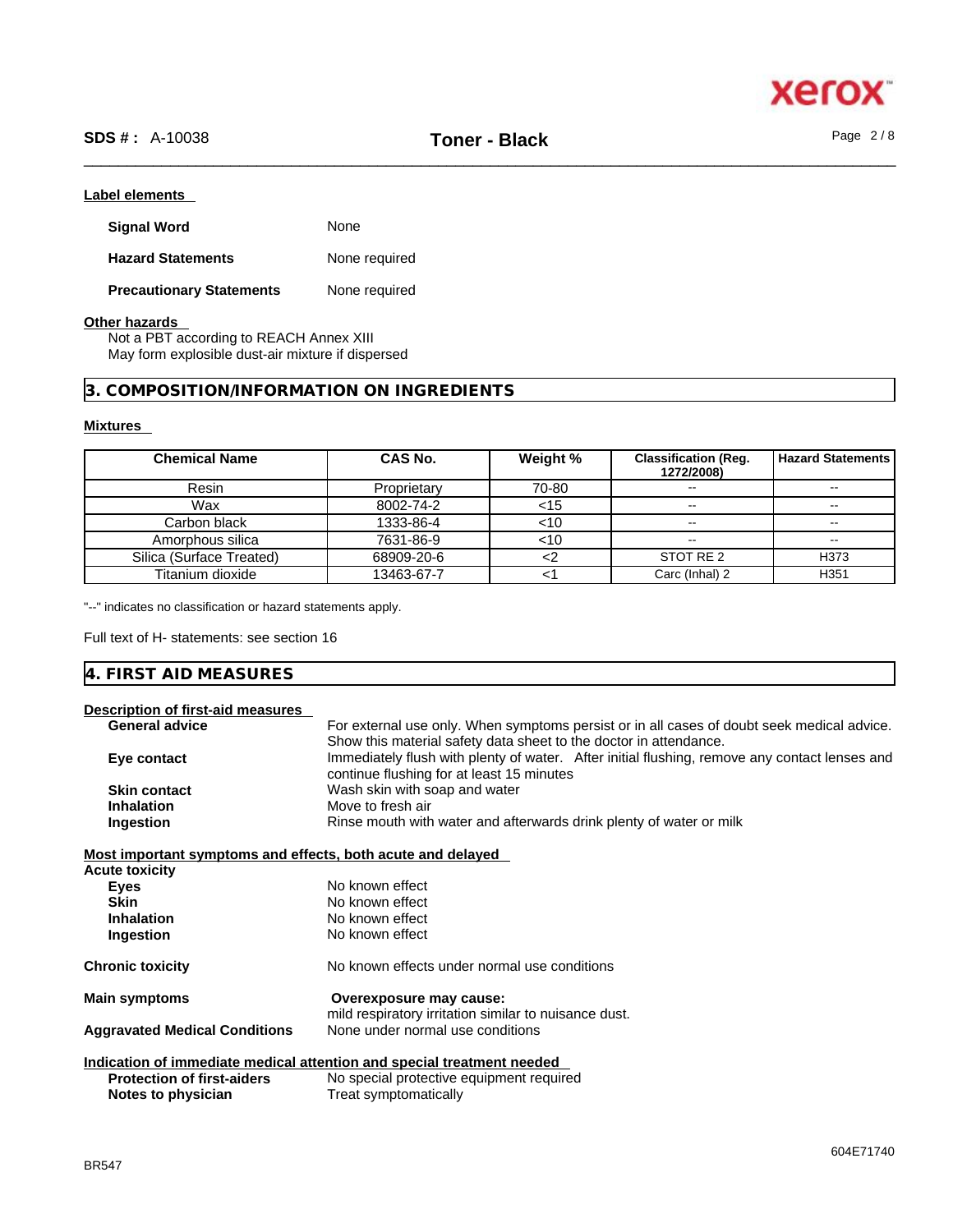**Label elements**

| | |
|---|---|
| **Signal Word** | None |
| **Hazard Statements** | None required |
| **Precautionary Statements** | None required |

**Other hazards**

Not a PBT according to REACH Annex XIII
May form explosible dust-air mixture if dispersed

## 3. COMPOSITION/INFORMATION ON INGREDIENTS

**Mixtures**

| Chemical Name | CAS No. | Weight % | Classification (Reg. 1272/2008) | Hazard Statements |
|---|---|---|---|---|
| Resin | Proprietary | 70-80 | -- | -- |
| Wax | 8002-74-2 | <15 | -- | -- |
| Carbon black | 1333-86-4 | <10 | -- | -- |
| Amorphous silica | 7631-86-9 | <10 | -- | -- |
| Silica (Surface Treated) | 68909-20-6 | <2 | STOT RE 2 | H373 |
| Titanium dioxide | 13463-67-7 | <1 | Carc (Inhal) 2 | H351 |

"--" indicates no classification or hazard statements apply.

Full text of H- statements: see section 16

## 4. FIRST AID MEASURES

**Description of first-aid measures**

| | |
|---|---|
| **General advice** | For external use only. When symptoms persist or in all cases of doubt seek medical advice. Show this material safety data sheet to the doctor in attendance. |
| **Eye contact** | Immediately flush with plenty of water. After initial flushing, remove any contact lenses and continue flushing for at least 15 minutes |
| **Skin contact** | Wash skin with soap and water |
| **Inhalation** | Move to fresh air |
| **Ingestion** | Rinse mouth with water and afterwards drink plenty of water or milk |

**Most important symptoms and effects, both acute and delayed**

**Acute toxicity**

| | |
|---|---|
| **Eyes** | No known effect |
| **Skin** | No known effect |
| **Inhalation** | No known effect |
| **Ingestion** | No known effect |

| | |
|---|---|
| **Chronic toxicity** | No known effects under normal use conditions |
| **Main symptoms** | **Overexposure may cause:** mild respiratory irritation similar to nuisance dust. |
| **Aggravated Medical Conditions** | None under normal use conditions |

**Indication of immediate medical attention and special treatment needed**

| | |
|---|---|
| **Protection of first-aiders** | No special protective equipment required |
| **Notes to physician** | Treat symptomatically |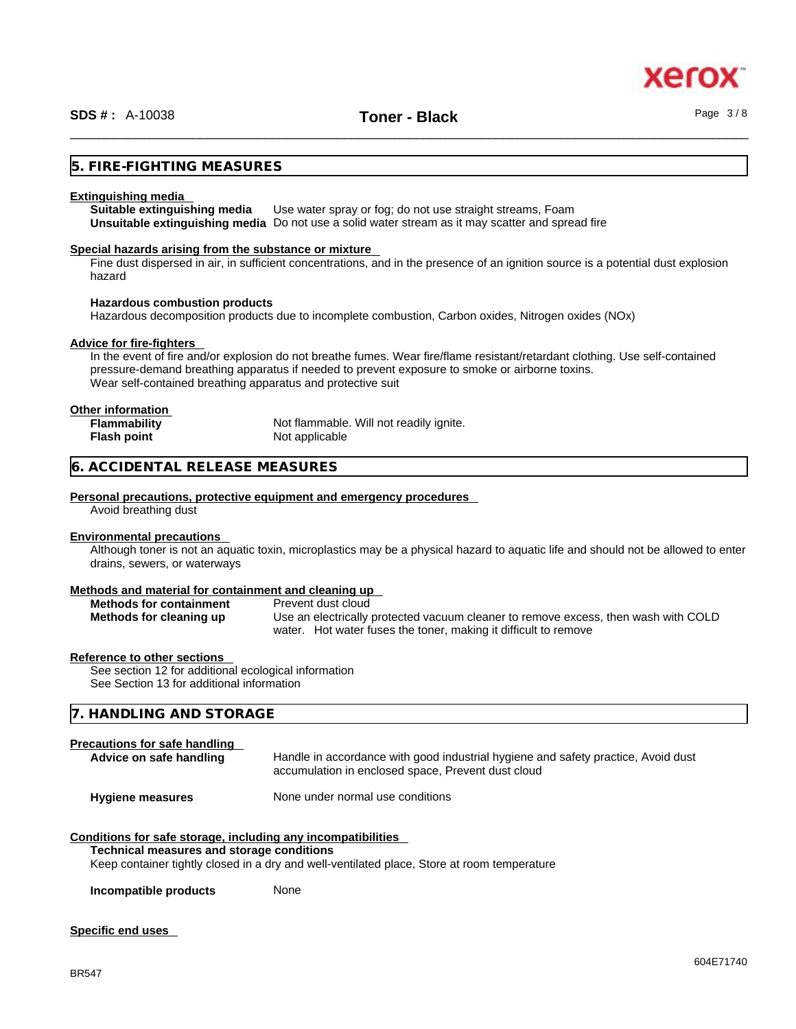## 5. FIRE-FIGHTING MEASURES

**Extinguishing media**

**Suitable extinguishing media** Use water spray or fog; do not use straight streams, Foam

**Unsuitable extinguishing media** Do not use a solid water stream as it may scatter and spread fire

**Special hazards arising from the substance or mixture**

Fine dust dispersed in air, in sufficient concentrations, and in the presence of an ignition source is a potential dust explosion hazard

**Hazardous combustion products**

Hazardous decomposition products due to incomplete combustion, Carbon oxides, Nitrogen oxides (NOx)

**Advice for fire-fighters**

In the event of fire and/or explosion do not breathe fumes. Wear fire/flame resistant/retardant clothing. Use self-contained pressure-demand breathing apparatus if needed to prevent exposure to smoke or airborne toxins.
Wear self-contained breathing apparatus and protective suit

**Other information**

**Flammability** Not flammable. Will not readily ignite.

**Flash point** Not applicable

## 6. ACCIDENTAL RELEASE MEASURES

**Personal precautions, protective equipment and emergency procedures**

Avoid breathing dust

**Environmental precautions**

Although toner is not an aquatic toxin, microplastics may be a physical hazard to aquatic life and should not be allowed to enter drains, sewers, or waterways

**Methods and material for containment and cleaning up**

**Methods for containment** Prevent dust cloud

**Methods for cleaning up** Use an electrically protected vacuum cleaner to remove excess, then wash with COLD water. Hot water fuses the toner, making it difficult to remove

**Reference to other sections**

See section 12 for additional ecological information
See Section 13 for additional information

## 7. HANDLING AND STORAGE

**Precautions for safe handling**

**Advice on safe handling** Handle in accordance with good industrial hygiene and safety practice, Avoid dust accumulation in enclosed space, Prevent dust cloud

**Hygiene measures** None under normal use conditions

**Conditions for safe storage, including any incompatibilities**

**Technical measures and storage conditions**

Keep container tightly closed in a dry and well-ventilated place, Store at room temperature

**Incompatible products** None

**Specific end uses**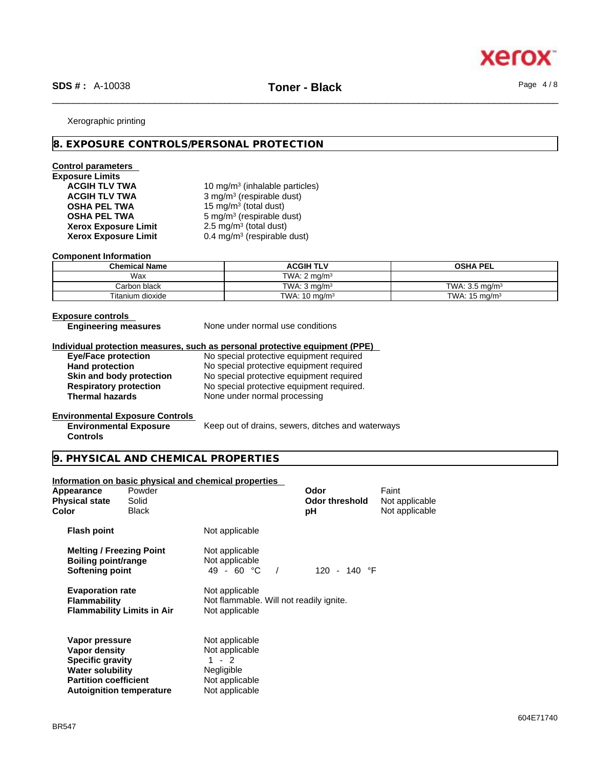Xerographic printing

## 8. EXPOSURE CONTROLS/PERSONAL PROTECTION

**Control parameters**

**Exposure Limits**

| | |
|---|---|
| **ACGIH TLV TWA** | 10 mg/m³ (inhalable particles) |
| **ACGIH TLV TWA** | 3 mg/m³ (respirable dust) |
| **OSHA PEL TWA** | 15 mg/m³ (total dust) |
| **OSHA PEL TWA** | 5 mg/m³ (respirable dust) |
| **Xerox Exposure Limit** | 2.5 mg/m³ (total dust) |
| **Xerox Exposure Limit** | 0.4 mg/m³ (respirable dust) |

**Component Information**

| Chemical Name | ACGIH TLV | OSHA PEL |
|---|---|---|
| Wax | TWA: 2 mg/m³ | |
| Carbon black | TWA: 3 mg/m³ | TWA: 3.5 mg/m³ |
| Titanium dioxide | TWA: 10 mg/m³ | TWA: 15 mg/m³ |

**Exposure controls**

**Engineering measures** None under normal use conditions

**Individual protection measures, such as personal protective equipment (PPE)**

| | |
|---|---|
| **Eye/Face protection** | No special protective equipment required |
| **Hand protection** | No special protective equipment required |
| **Skin and body protection** | No special protective equipment required |
| **Respiratory protection** | No special protective equipment required. |
| **Thermal hazards** | None under normal processing |

**Environmental Exposure Controls**

**Environmental Exposure Controls** Keep out of drains, sewers, ditches and waterways

## 9. PHYSICAL AND CHEMICAL PROPERTIES

**Information on basic physical and chemical properties**

| | | | |
|---|---|---|---|
| **Appearance** | Powder | **Odor** | Faint |
| **Physical state** | Solid | **Odor threshold** | Not applicable |
| **Color** | Black | **pH** | Not applicable |

| | |
|---|---|
| **Flash point** | Not applicable |
| **Melting / Freezing Point** | Not applicable |
| **Boiling point/range** | Not applicable |
| **Softening point** | 49 - 60 °C / 120 - 140 °F |
| **Evaporation rate** | Not applicable |
| **Flammability** | Not flammable. Will not readily ignite. |
| **Flammability Limits in Air** | Not applicable |
| **Vapor pressure** | Not applicable |
| **Vapor density** | Not applicable |
| **Specific gravity** | 1 - 2 |
| **Water solubility** | Negligible |
| **Partition coefficient** | Not applicable |
| **Autoignition temperature** | Not applicable |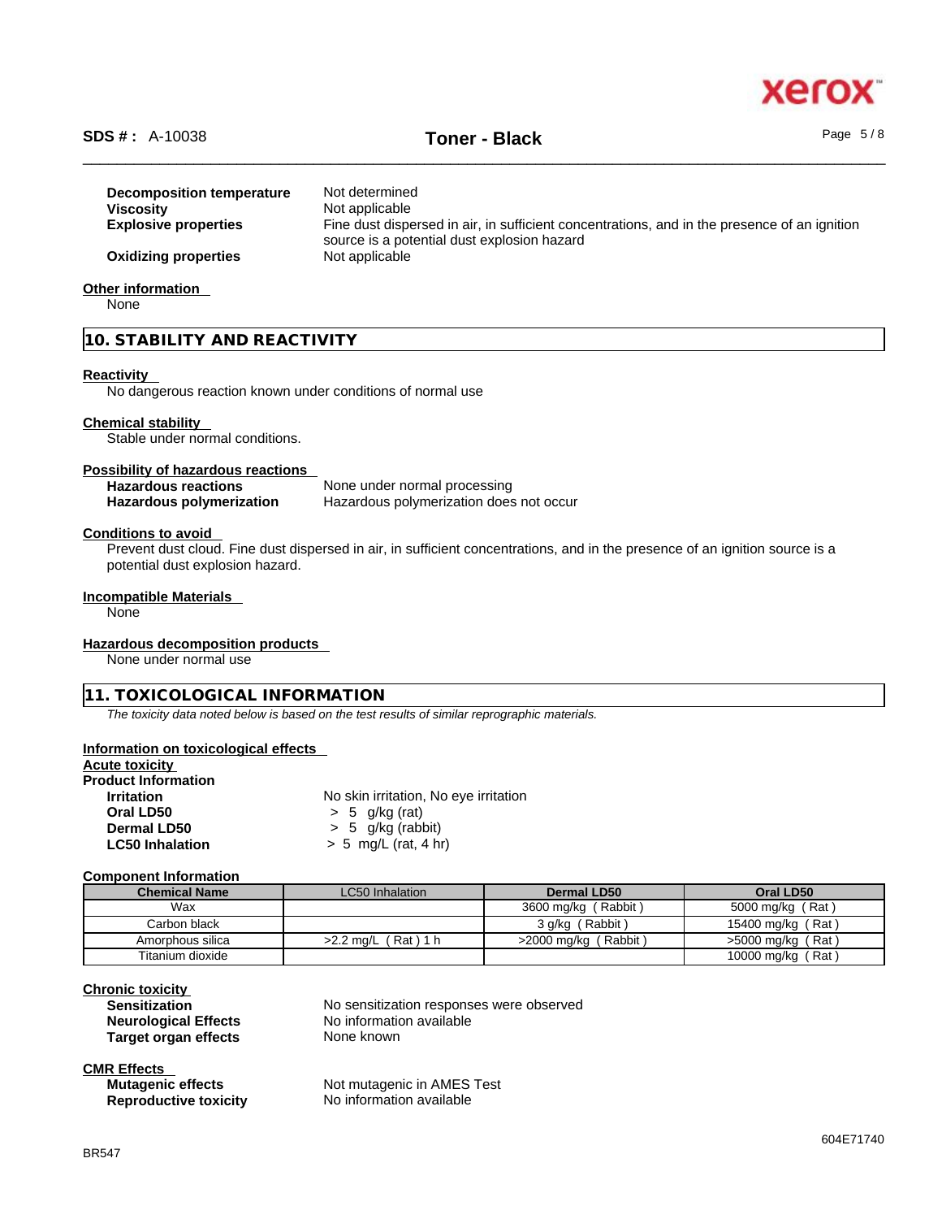| | |
|---|---|
| **Decomposition temperature** | Not determined |
| **Viscosity** | Not applicable |
| **Explosive properties** | Fine dust dispersed in air, in sufficient concentrations, and in the presence of an ignition source is a potential dust explosion hazard |
| **Oxidizing properties** | Not applicable |

**Other information**

None

## 10. STABILITY AND REACTIVITY

**Reactivity**

No dangerous reaction known under conditions of normal use

**Chemical stability**

Stable under normal conditions.

**Possibility of hazardous reactions**

| | |
|---|---|
| **Hazardous reactions** | None under normal processing |
| **Hazardous polymerization** | Hazardous polymerization does not occur |

**Conditions to avoid**

Prevent dust cloud. Fine dust dispersed in air, in sufficient concentrations, and in the presence of an ignition source is a potential dust explosion hazard.

**Incompatible Materials**

None

**Hazardous decomposition products**

None under normal use

## 11. TOXICOLOGICAL INFORMATION

*The toxicity data noted below is based on the test results of similar reprographic materials.*

**Information on toxicological effects**

**Acute toxicity**

**Product Information**

| | |
|---|---|
| **Irritation** | No skin irritation, No eye irritation |
| **Oral LD50** | > 5 g/kg (rat) |
| **Dermal LD50** | > 5 g/kg (rabbit) |
| **LC50 Inhalation** | > 5 mg/L (rat, 4 hr) |

**Component Information**

| Chemical Name | LC50 Inhalation | Dermal LD50 | Oral LD50 |
|---|---|---|---|
| Wax | | 3600 mg/kg ( Rabbit ) | 5000 mg/kg ( Rat ) |
| Carbon black | | 3 g/kg ( Rabbit ) | 15400 mg/kg ( Rat ) |
| Amorphous silica | >2.2 mg/L ( Rat ) 1 h | >2000 mg/kg ( Rabbit ) | >5000 mg/kg ( Rat ) |
| Titanium dioxide | | | 10000 mg/kg ( Rat ) |

**Chronic toxicity**

| | |
|---|---|
| **Sensitization** | No sensitization responses were observed |
| **Neurological Effects** | No information available |
| **Target organ effects** | None known |

**CMR Effects**

| | |
|---|---|
| **Mutagenic effects** | Not mutagenic in AMES Test |
| **Reproductive toxicity** | No information available |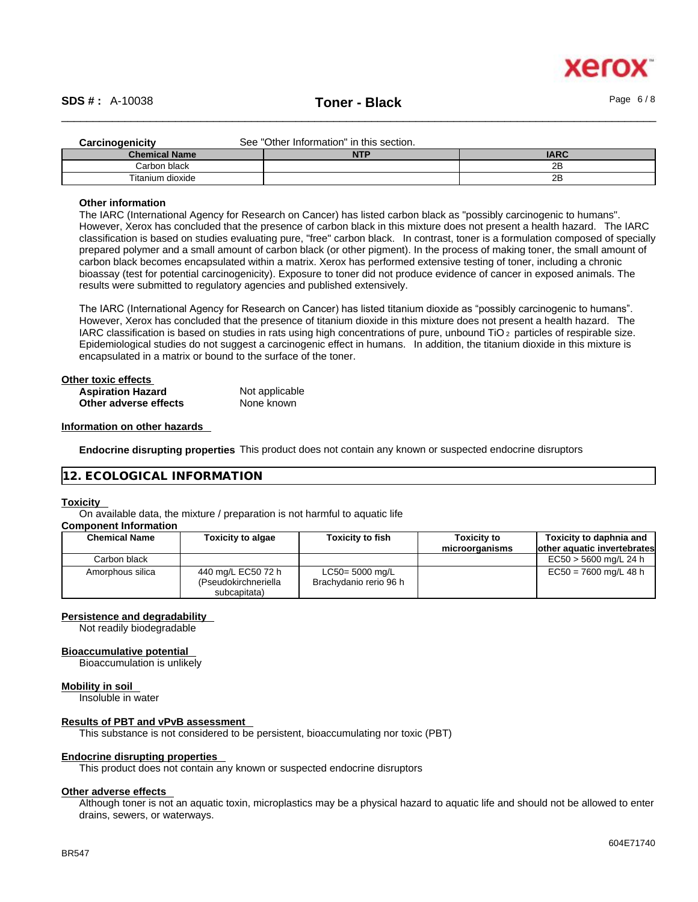**Carcinogenicity** See "Other Information" in this section.

| Chemical Name | NTP | IARC |
|---|---|---|
| Carbon black | | 2B |
| Titanium dioxide | | 2B |

**Other information**

The IARC (International Agency for Research on Cancer) has listed carbon black as "possibly carcinogenic to humans". However, Xerox has concluded that the presence of carbon black in this mixture does not present a health hazard. The IARC classification is based on studies evaluating pure, "free" carbon black. In contrast, toner is a formulation composed of specially prepared polymer and a small amount of carbon black (or other pigment). In the process of making toner, the small amount of carbon black becomes encapsulated within a matrix. Xerox has performed extensive testing of toner, including a chronic bioassay (test for potential carcinogenicity). Exposure to toner did not produce evidence of cancer in exposed animals. The results were submitted to regulatory agencies and published extensively.

The IARC (International Agency for Research on Cancer) has listed titanium dioxide as "possibly carcinogenic to humans". However, Xerox has concluded that the presence of titanium dioxide in this mixture does not present a health hazard. The IARC classification is based on studies in rats using high concentrations of pure, unbound $TiO_2$ particles of respirable size. Epidemiological studies do not suggest a carcinogenic effect in humans. In addition, the titanium dioxide in this mixture is encapsulated in a matrix or bound to the surface of the toner.

**Other toxic effects**

**Aspiration Hazard** Not applicable
**Other adverse effects** None known

**Information on other hazards**

**Endocrine disrupting properties** This product does not contain any known or suspected endocrine disruptors

## 12. ECOLOGICAL INFORMATION

**Toxicity**

On available data, the mixture / preparation is not harmful to aquatic life

**Component Information**

| Chemical Name | Toxicity to algae | Toxicity to fish | Toxicity to microorganisms | Toxicity to daphnia and other aquatic invertebrates |
|---|---|---|---|---|
| Carbon black | | | | EC50 > 5600 mg/L 24 h |
| Amorphous silica | 440 mg/L EC50 72 h (Pseudokirchneriella subcapitata) | LC50= 5000 mg/L Brachydanio rerio 96 h | | EC50 = 7600 mg/L 48 h |

**Persistence and degradability**

Not readily biodegradable

**Bioaccumulative potential**

Bioaccumulation is unlikely

**Mobility in soil**

Insoluble in water

**Results of PBT and vPvB assessment**

This substance is not considered to be persistent, bioaccumulating nor toxic (PBT)

**Endocrine disrupting properties**

This product does not contain any known or suspected endocrine disruptors

**Other adverse effects**

Although toner is not an aquatic toxin, microplastics may be a physical hazard to aquatic life and should not be allowed to enter drains, sewers, or waterways.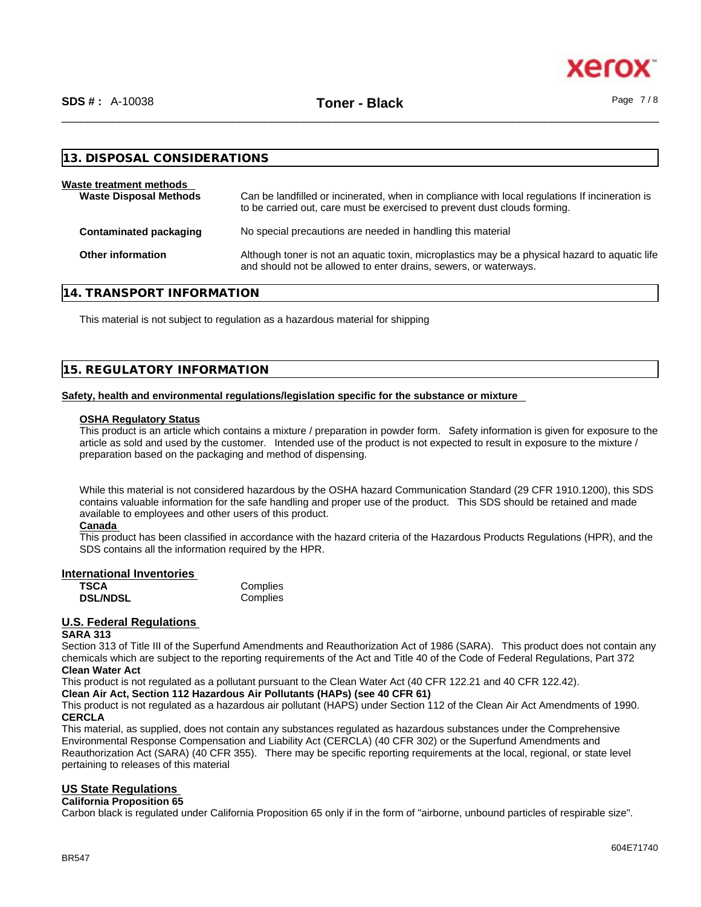## 13. DISPOSAL CONSIDERATIONS

**Waste treatment methods**

| | |
|---|---|
| **Waste Disposal Methods** | Can be landfilled or incinerated, when in compliance with local regulations If incineration is to be carried out, care must be exercised to prevent dust clouds forming. |
| **Contaminated packaging** | No special precautions are needed in handling this material |
| **Other information** | Although toner is not an aquatic toxin, microplastics may be a physical hazard to aquatic life and should not be allowed to enter drains, sewers, or waterways. |

## 14. TRANSPORT INFORMATION

This material is not subject to regulation as a hazardous material for shipping

## 15. REGULATORY INFORMATION

**Safety, health and environmental regulations/legislation specific for the substance or mixture**

**OSHA Regulatory Status**

This product is an article which contains a mixture / preparation in powder form. Safety information is given for exposure to the article as sold and used by the customer. Intended use of the product is not expected to result in exposure to the mixture / preparation based on the packaging and method of dispensing.

While this material is not considered hazardous by the OSHA hazard Communication Standard (29 CFR 1910.1200), this SDS contains valuable information for the safe handling and proper use of the product. This SDS should be retained and made available to employees and other users of this product.

**Canada**

This product has been classified in accordance with the hazard criteria of the Hazardous Products Regulations (HPR), and the SDS contains all the information required by the HPR.

**International Inventories**

| | |
|---|---|
| **TSCA** | Complies |
| **DSL/NDSL** | Complies |

**U.S. Federal Regulations**

**SARA 313**

Section 313 of Title III of the Superfund Amendments and Reauthorization Act of 1986 (SARA). This product does not contain any chemicals which are subject to the reporting requirements of the Act and Title 40 of the Code of Federal Regulations, Part 372

**Clean Water Act**

This product is not regulated as a pollutant pursuant to the Clean Water Act (40 CFR 122.21 and 40 CFR 122.42).

**Clean Air Act, Section 112 Hazardous Air Pollutants (HAPs) (see 40 CFR 61)**

This product is not regulated as a hazardous air pollutant (HAPS) under Section 112 of the Clean Air Act Amendments of 1990.

**CERCLA**

This material, as supplied, does not contain any substances regulated as hazardous substances under the Comprehensive Environmental Response Compensation and Liability Act (CERCLA) (40 CFR 302) or the Superfund Amendments and Reauthorization Act (SARA) (40 CFR 355). There may be specific reporting requirements at the local, regional, or state level pertaining to releases of this material

**US State Regulations**

**California Proposition 65**

Carbon black is regulated under California Proposition 65 only if in the form of "airborne, unbound particles of respirable size".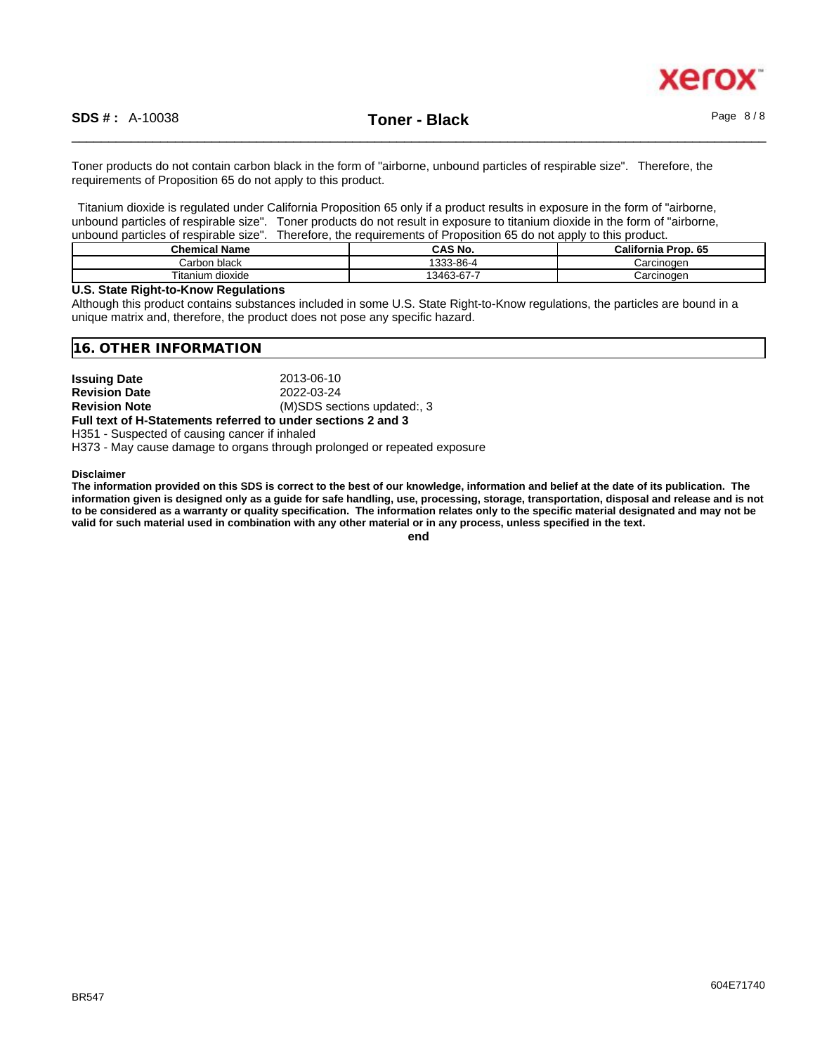Toner products do not contain carbon black in the form of "airborne, unbound particles of respirable size". Therefore, the requirements of Proposition 65 do not apply to this product.

Titanium dioxide is regulated under California Proposition 65 only if a product results in exposure in the form of "airborne, unbound particles of respirable size". Toner products do not result in exposure to titanium dioxide in the form of "airborne, unbound particles of respirable size". Therefore, the requirements of Proposition 65 do not apply to this product.

| Chemical Name | CAS No. | California Prop. 65 |
|---|---|---|
| Carbon black | 1333-86-4 | Carcinogen |
| Titanium dioxide | 13463-67-7 | Carcinogen |

**U.S. State Right-to-Know Regulations**

Although this product contains substances included in some U.S. State Right-to-Know regulations, the particles are bound in a unique matrix and, therefore, the product does not pose any specific hazard.

## 16. OTHER INFORMATION

**Issuing Date** 2013-06-10

**Revision Date** 2022-03-24

**Revision Note** (M)SDS sections updated:, 3

**Full text of H-Statements referred to under sections 2 and 3**

H351 - Suspected of causing cancer if inhaled

H373 - May cause damage to organs through prolonged or repeated exposure

**Disclaimer**

**The information provided on this SDS is correct to the best of our knowledge, information and belief at the date of its publication. The information given is designed only as a guide for safe handling, use, processing, storage, transportation, disposal and release and is not to be considered as a warranty or quality specification. The information relates only to the specific material designated and may not be valid for such material used in combination with any other material or in any process, unless specified in the text.**

**end**